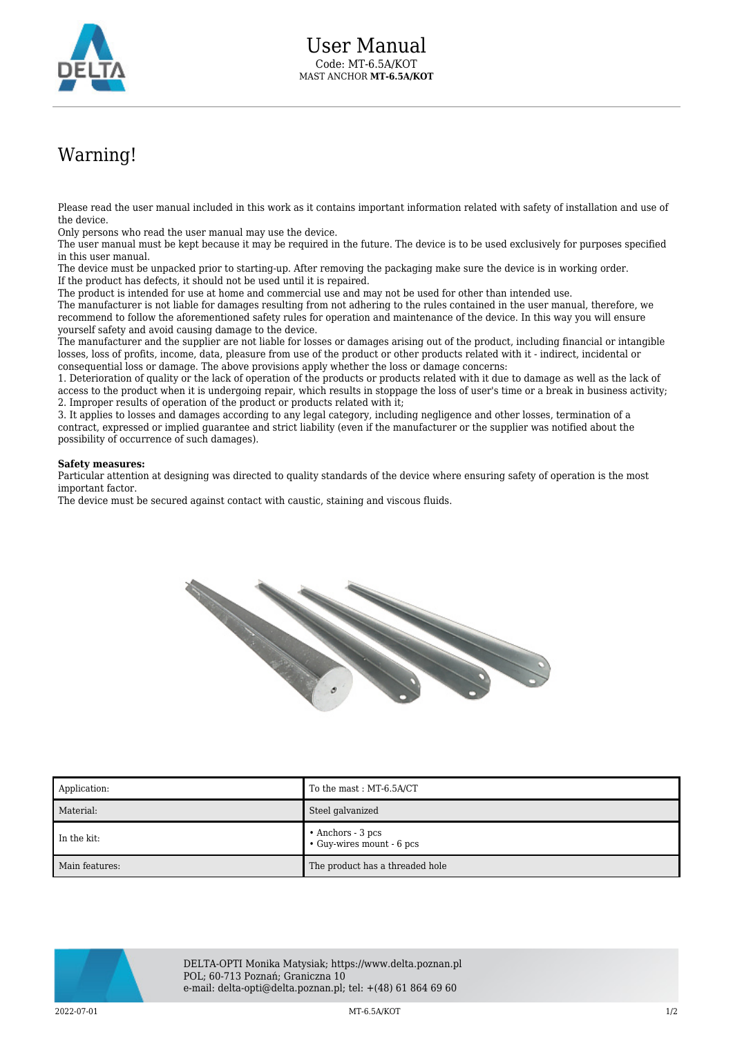# User Manual

Code: MT-6.5A/KOT
MAST ANCHOR **MT-6.5A/KOT**

## Warning!

Please read the user manual included in this work as it contains important information related with safety of installation and use of the device.
Only persons who read the user manual may use the device.
The user manual must be kept because it may be required in the future. The device is to be used exclusively for purposes specified in this user manual.
The device must be unpacked prior to starting-up. After removing the packaging make sure the device is in working order.
If the product has defects, it should not be used until it is repaired.
The product is intended for use at home and commercial use and may not be used for other than intended use.
The manufacturer is not liable for damages resulting from not adhering to the rules contained in the user manual, therefore, we recommend to follow the aforementioned safety rules for operation and maintenance of the device. In this way you will ensure yourself safety and avoid causing damage to the device.
The manufacturer and the supplier are not liable for losses or damages arising out of the product, including financial or intangible losses, loss of profits, income, data, pleasure from use of the product or other products related with it - indirect, incidental or consequential loss or damage. The above provisions apply whether the loss or damage concerns:
1. Deterioration of quality or the lack of operation of the products or products related with it due to damage as well as the lack of access to the product when it is undergoing repair, which results in stoppage the loss of user's time or a break in business activity;
2. Improper results of operation of the product or products related with it;
3. It applies to losses and damages according to any legal category, including negligence and other losses, termination of a contract, expressed or implied guarantee and strict liability (even if the manufacturer or the supplier was notified about the possibility of occurrence of such damages).

**Safety measures:**
Particular attention at designing was directed to quality standards of the device where ensuring safety of operation is the most important factor.
The device must be secured against contact with caustic, staining and viscous fluids.

| Application: | To the mast : MT-6.5A/CT |
|---|---|
| Material: | Steel galvanized |
| In the kit: | • Anchors - 3 pcs<br>• Guy-wires mount - 6 pcs |
| Main features: | The product has a threaded hole |

DELTA-OPTI Monika Matysiak; https://www.delta.poznan.pl
POL; 60-713 Poznań; Graniczna 10
e-mail: delta-opti@delta.poznan.pl; tel: +(48) 61 864 69 60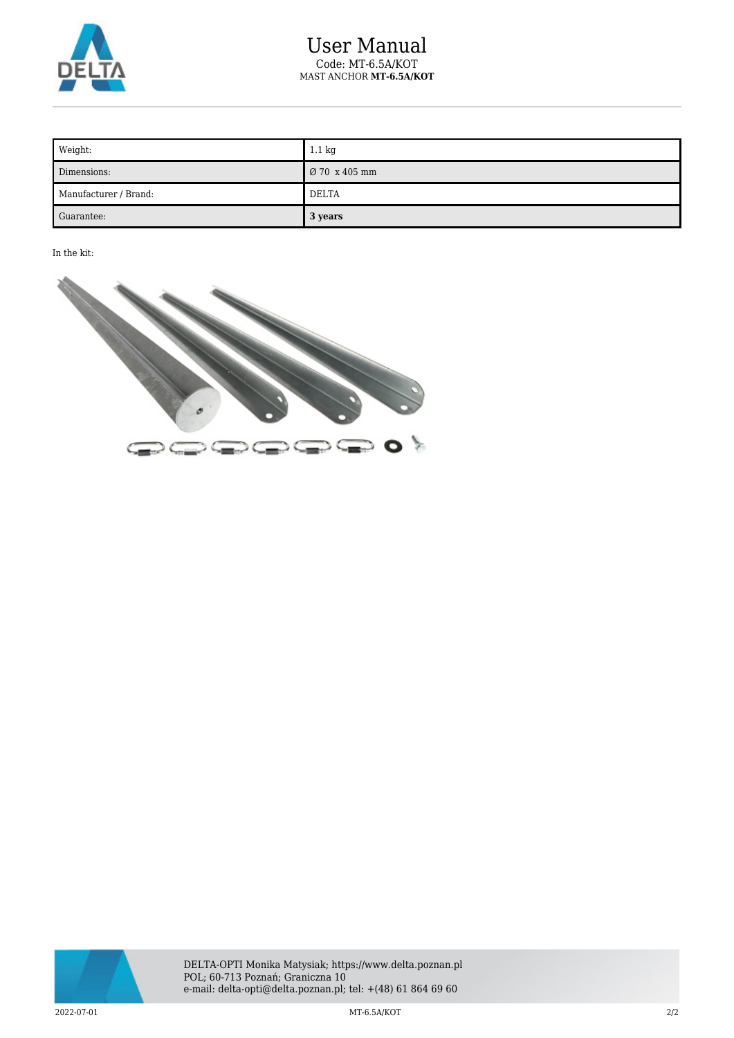# User Manual

Code: MT-6.5A/KOT
MAST ANCHOR **MT-6.5A/KOT**

| | |
|---|---|
| Weight: | 1.1 kg |
| Dimensions: | Ø 70 x 405 mm |
| Manufacturer / Brand: | DELTA |
| Guarantee: | **3 years** |

In the kit:

DELTA-OPTI Monika Matysiak; https://www.delta.poznan.pl
POL; 60-713 Poznań; Graniczna 10
e-mail: delta-opti@delta.poznan.pl; tel: +(48) 61 864 69 60